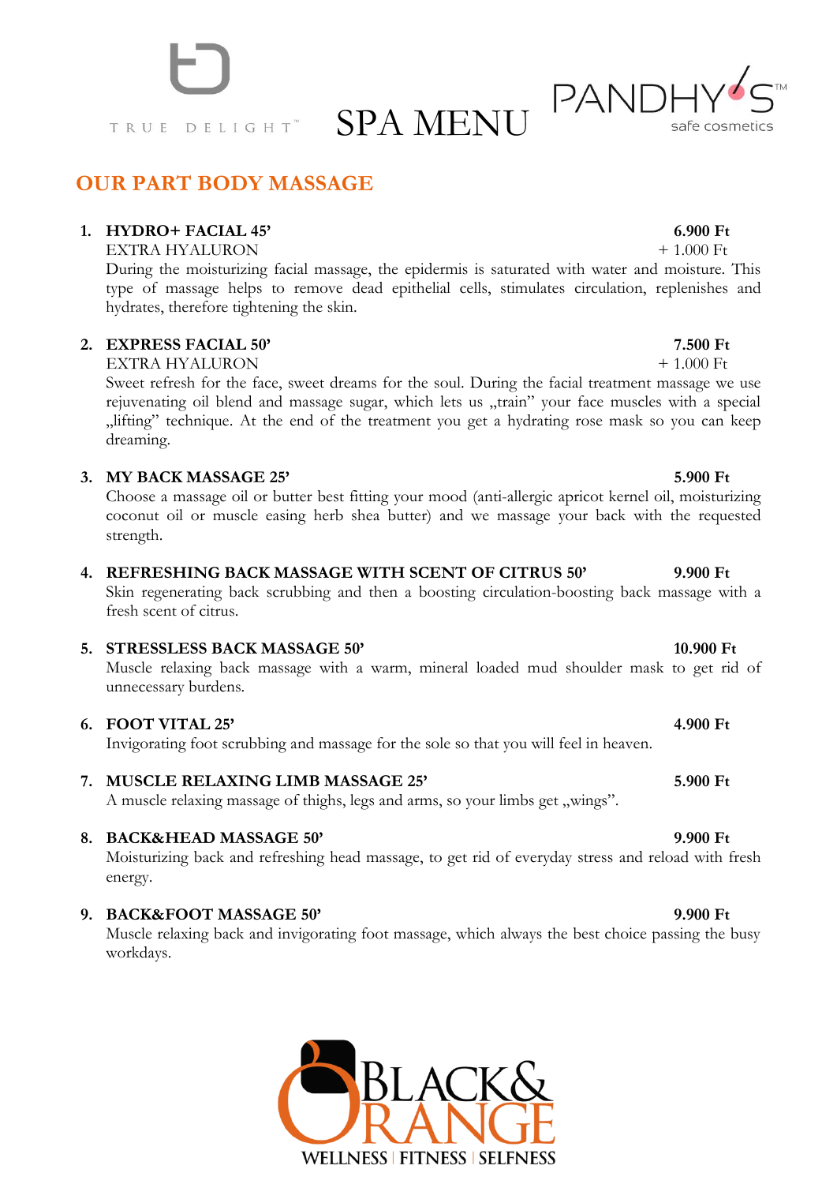TRUE DELIGHT™

# SPA MENU

PANDHY'S™ safe cosmetics

## OUR PART BODY MASSAGE

1. **HYDRO+ FACIAL 45'** **6.900 Ft**
   EXTRA HYALURON + 1.000 Ft
   During the moisturizing facial massage, the epidermis is saturated with water and moisture. This type of massage helps to remove dead epithelial cells, stimulates circulation, replenishes and hydrates, therefore tightening the skin.

2. **EXPRESS FACIAL 50'** **7.500 Ft**
   EXTRA HYALURON + 1.000 Ft
   Sweet refresh for the face, sweet dreams for the soul. During the facial treatment massage we use rejuvenating oil blend and massage sugar, which lets us „train" your face muscles with a special „lifting" technique. At the end of the treatment you get a hydrating rose mask so you can keep dreaming.

3. **MY BACK MASSAGE 25'** **5.900 Ft**
   Choose a massage oil or butter best fitting your mood (anti-allergic apricot kernel oil, moisturizing coconut oil or muscle easing herb shea butter) and we massage your back with the requested strength.

4. **REFRESHING BACK MASSAGE WITH SCENT OF CITRUS 50'** **9.900 Ft**
   Skin regenerating back scrubbing and then a boosting circulation-boosting back massage with a fresh scent of citrus.

5. **STRESSLESS BACK MASSAGE 50'** **10.900 Ft**
   Muscle relaxing back massage with a warm, mineral loaded mud shoulder mask to get rid of unnecessary burdens.

6. **FOOT VITAL 25'** **4.900 Ft**
   Invigorating foot scrubbing and massage for the sole so that you will feel in heaven.

7. **MUSCLE RELAXING LIMB MASSAGE 25'** **5.900 Ft**
   A muscle relaxing massage of thighs, legs and arms, so your limbs get „wings".

8. **BACK&HEAD MASSAGE 50'** **9.900 Ft**
   Moisturizing back and refreshing head massage, to get rid of everyday stress and reload with fresh energy.

9. **BACK&FOOT MASSAGE 50'** **9.900 Ft**
   Muscle relaxing back and invigorating foot massage, which always the best choice passing the busy workdays.

BLACK& ORANGE
WELLNESS | FITNESS | SELFNESS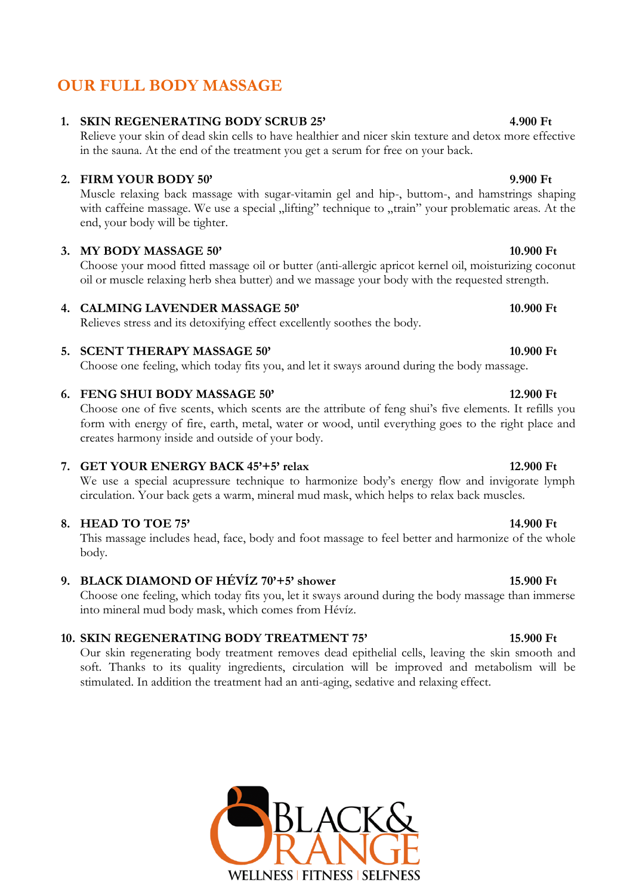## OUR FULL BODY MASSAGE

1. **SKIN REGENERATING BODY SCRUB 25' — 4.900 Ft**
   Relieve your skin of dead skin cells to have healthier and nicer skin texture and detox more effective in the sauna. At the end of the treatment you get a serum for free on your back.

2. **FIRM YOUR BODY 50' — 9.900 Ft**
   Muscle relaxing back massage with sugar-vitamin gel and hip-, buttom-, and hamstrings shaping with caffeine massage. We use a special „lifting" technique to „train" your problematic areas. At the end, your body will be tighter.

3. **MY BODY MASSAGE 50' — 10.900 Ft**
   Choose your mood fitted massage oil or butter (anti-allergic apricot kernel oil, moisturizing coconut oil or muscle relaxing herb shea butter) and we massage your body with the requested strength.

4. **CALMING LAVENDER MASSAGE 50' — 10.900 Ft**
   Relieves stress and its detoxifying effect excellently soothes the body.

5. **SCENT THERAPY MASSAGE 50' — 10.900 Ft**
   Choose one feeling, which today fits you, and let it sways around during the body massage.

6. **FENG SHUI BODY MASSAGE 50' — 12.900 Ft**
   Choose one of five scents, which scents are the attribute of feng shui's five elements. It refills you form with energy of fire, earth, metal, water or wood, until everything goes to the right place and creates harmony inside and outside of your body.

7. **GET YOUR ENERGY BACK 45'+5' relax — 12.900 Ft**
   We use a special acupressure technique to harmonize body's energy flow and invigorate lymph circulation. Your back gets a warm, mineral mud mask, which helps to relax back muscles.

8. **HEAD TO TOE 75' — 14.900 Ft**
   This massage includes head, face, body and foot massage to feel better and harmonize of the whole body.

9. **BLACK DIAMOND OF HÉVÍZ 70'+5' shower — 15.900 Ft**
   Choose one feeling, which today fits you, let it sways around during the body massage than immerse into mineral mud body mask, which comes from Hévíz.

10. **SKIN REGENERATING BODY TREATMENT 75' — 15.900 Ft**
    Our skin regenerating body treatment removes dead epithelial cells, leaving the skin smooth and soft. Thanks to its quality ingredients, circulation will be improved and metabolism will be stimulated. In addition the treatment had an anti-aging, sedative and relaxing effect.

BLACK& ORANGE
WELLNESS | FITNESS | SELFNESS